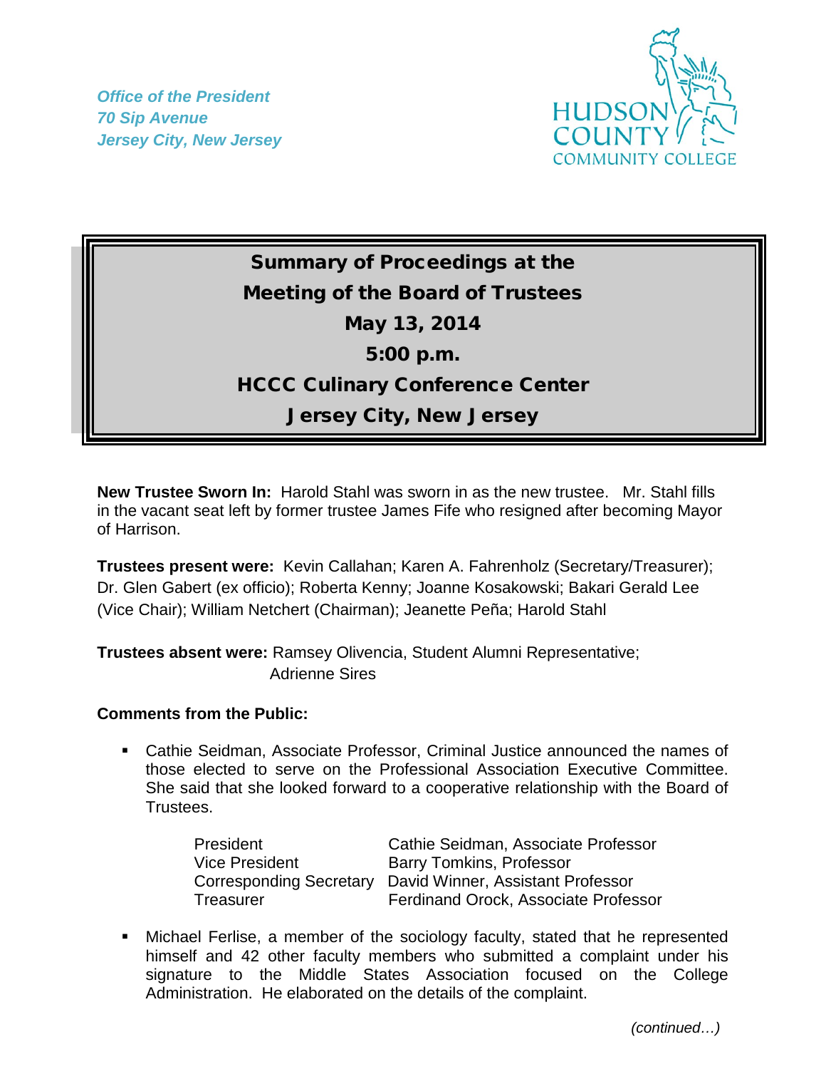*Office of the President*
*70 Sip Avenue*
*Jersey City, New Jersey*

HUDSON COUNTY COMMUNITY COLLEGE

# Summary of Proceedings at the Meeting of the Board of Trustees
## May 13, 2014
## 5:00 p.m.
## HCCC Culinary Conference Center
## Jersey City, New Jersey

**New Trustee Sworn In:** Harold Stahl was sworn in as the new trustee. Mr. Stahl fills in the vacant seat left by former trustee James Fife who resigned after becoming Mayor of Harrison.

**Trustees present were:** Kevin Callahan; Karen A. Fahrenholz (Secretary/Treasurer); Dr. Glen Gabert (ex officio); Roberta Kenny; Joanne Kosakowski; Bakari Gerald Lee (Vice Chair); William Netchert (Chairman); Jeanette Peña; Harold Stahl

**Trustees absent were:** Ramsey Olivencia, Student Alumni Representative; Adrienne Sires

**Comments from the Public:**

- Cathie Seidman, Associate Professor, Criminal Justice announced the names of those elected to serve on the Professional Association Executive Committee. She said that she looked forward to a cooperative relationship with the Board of Trustees.

| | |
|---|---|
| President | Cathie Seidman, Associate Professor |
| Vice President | Barry Tomkins, Professor |
| Corresponding Secretary | David Winner, Assistant Professor |
| Treasurer | Ferdinand Orock, Associate Professor |

- Michael Ferlise, a member of the sociology faculty, stated that he represented himself and 42 other faculty members who submitted a complaint under his signature to the Middle States Association focused on the College Administration. He elaborated on the details of the complaint.

*(continued…)*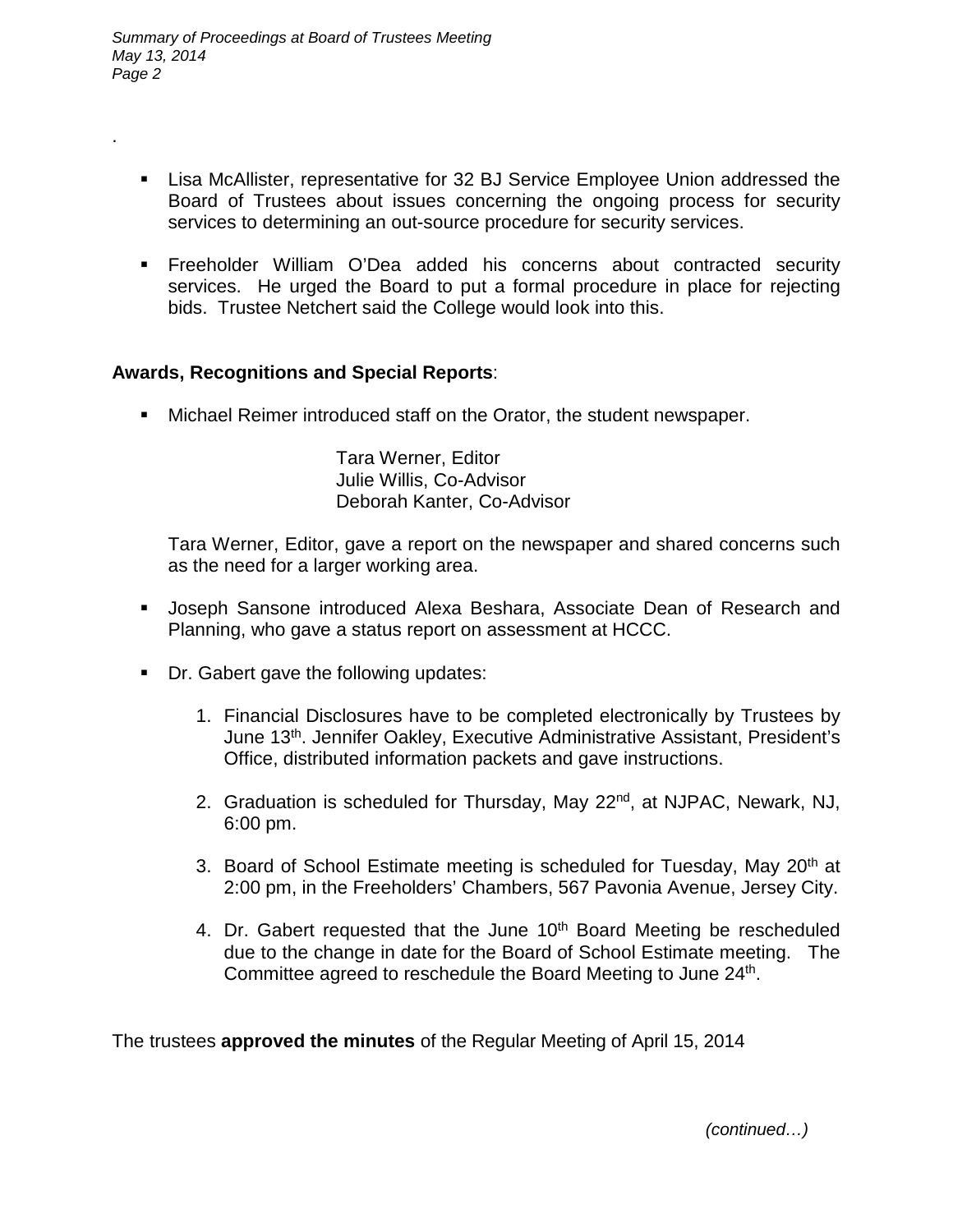.

- Lisa McAllister, representative for 32 BJ Service Employee Union addressed the Board of Trustees about issues concerning the ongoing process for security services to determining an out-source procedure for security services.

- Freeholder William O'Dea added his concerns about contracted security services. He urged the Board to put a formal procedure in place for rejecting bids. Trustee Netchert said the College would look into this.

**Awards, Recognitions and Special Reports**:

- Michael Reimer introduced staff on the Orator, the student newspaper.

  Tara Werner, Editor
  Julie Willis, Co-Advisor
  Deborah Kanter, Co-Advisor

  Tara Werner, Editor, gave a report on the newspaper and shared concerns such as the need for a larger working area.

- Joseph Sansone introduced Alexa Beshara, Associate Dean of Research and Planning, who gave a status report on assessment at HCCC.

- Dr. Gabert gave the following updates:

  1. Financial Disclosures have to be completed electronically by Trustees by June 13th. Jennifer Oakley, Executive Administrative Assistant, President's Office, distributed information packets and gave instructions.

  2. Graduation is scheduled for Thursday, May 22nd, at NJPAC, Newark, NJ, 6:00 pm.

  3. Board of School Estimate meeting is scheduled for Tuesday, May 20th at 2:00 pm, in the Freeholders' Chambers, 567 Pavonia Avenue, Jersey City.

  4. Dr. Gabert requested that the June 10th Board Meeting be rescheduled due to the change in date for the Board of School Estimate meeting. The Committee agreed to reschedule the Board Meeting to June 24th.

The trustees **approved the minutes** of the Regular Meeting of April 15, 2014

*(continued…)*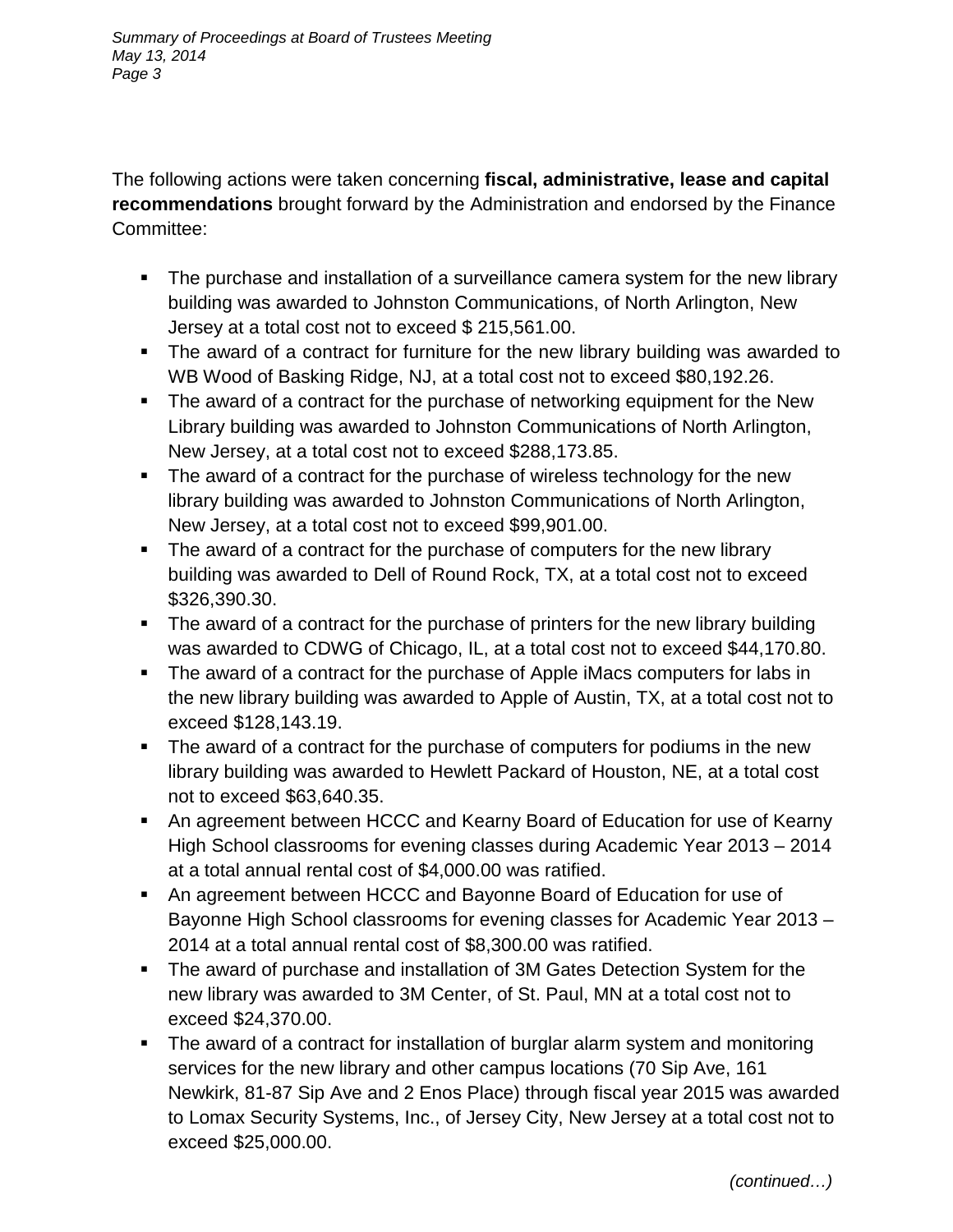The following actions were taken concerning **fiscal, administrative, lease and capital recommendations** brought forward by the Administration and endorsed by the Finance Committee:

- The purchase and installation of a surveillance camera system for the new library building was awarded to Johnston Communications, of North Arlington, New Jersey at a total cost not to exceed $ 215,561.00.
- The award of a contract for furniture for the new library building was awarded to WB Wood of Basking Ridge, NJ, at a total cost not to exceed $80,192.26.
- The award of a contract for the purchase of networking equipment for the New Library building was awarded to Johnston Communications of North Arlington, New Jersey, at a total cost not to exceed $288,173.85.
- The award of a contract for the purchase of wireless technology for the new library building was awarded to Johnston Communications of North Arlington, New Jersey, at a total cost not to exceed $99,901.00.
- The award of a contract for the purchase of computers for the new library building was awarded to Dell of Round Rock, TX, at a total cost not to exceed $326,390.30.
- The award of a contract for the purchase of printers for the new library building was awarded to CDWG of Chicago, IL, at a total cost not to exceed $44,170.80.
- The award of a contract for the purchase of Apple iMacs computers for labs in the new library building was awarded to Apple of Austin, TX, at a total cost not to exceed $128,143.19.
- The award of a contract for the purchase of computers for podiums in the new library building was awarded to Hewlett Packard of Houston, NE, at a total cost not to exceed $63,640.35.
- An agreement between HCCC and Kearny Board of Education for use of Kearny High School classrooms for evening classes during Academic Year 2013 – 2014 at a total annual rental cost of $4,000.00 was ratified.
- An agreement between HCCC and Bayonne Board of Education for use of Bayonne High School classrooms for evening classes for Academic Year 2013 – 2014 at a total annual rental cost of $8,300.00 was ratified.
- The award of purchase and installation of 3M Gates Detection System for the new library was awarded to 3M Center, of St. Paul, MN at a total cost not to exceed $24,370.00.
- The award of a contract for installation of burglar alarm system and monitoring services for the new library and other campus locations (70 Sip Ave, 161 Newkirk, 81-87 Sip Ave and 2 Enos Place) through fiscal year 2015 was awarded to Lomax Security Systems, Inc., of Jersey City, New Jersey at a total cost not to exceed $25,000.00.

*(continued…)*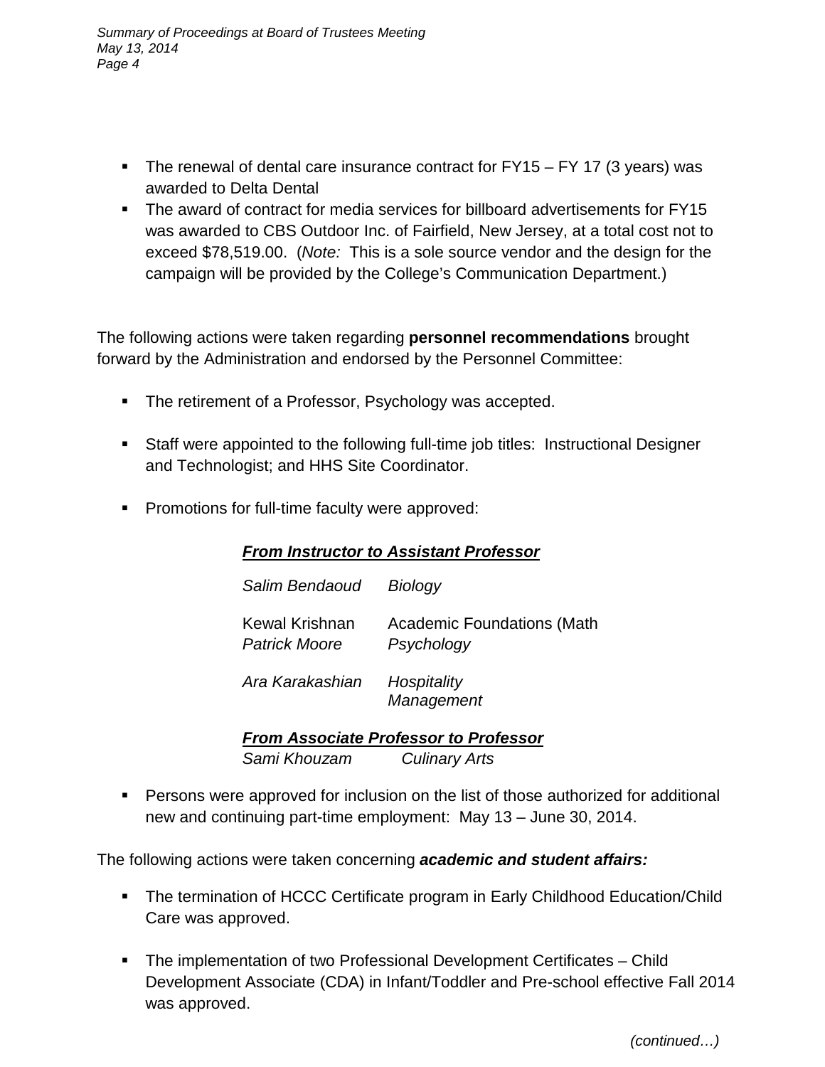- The renewal of dental care insurance contract for FY15 – FY 17 (3 years) was awarded to Delta Dental
- The award of contract for media services for billboard advertisements for FY15 was awarded to CBS Outdoor Inc. of Fairfield, New Jersey, at a total cost not to exceed $78,519.00. (*Note:* This is a sole source vendor and the design for the campaign will be provided by the College's Communication Department.)

The following actions were taken regarding **personnel recommendations** brought forward by the Administration and endorsed by the Personnel Committee:

- The retirement of a Professor, Psychology was accepted.
- Staff were appointed to the following full-time job titles: Instructional Designer and Technologist; and HHS Site Coordinator.
- Promotions for full-time faculty were approved:

***From Instructor to Assistant Professor***

| | |
|---|---|
| *Salim Bendaoud* | *Biology* |
| Kewal Krishnan | Academic Foundations (Math |
| *Patrick Moore* | *Psychology* |
| *Ara Karakashian* | *Hospitality Management* |

***From Associate Professor to Professor***

| | |
|---|---|
| *Sami Khouzam* | *Culinary Arts* |

- Persons were approved for inclusion on the list of those authorized for additional new and continuing part-time employment: May 13 – June 30, 2014.

The following actions were taken concerning ***academic and student affairs:***

- The termination of HCCC Certificate program in Early Childhood Education/Child Care was approved.
- The implementation of two Professional Development Certificates – Child Development Associate (CDA) in Infant/Toddler and Pre-school effective Fall 2014 was approved.

*(continued…)*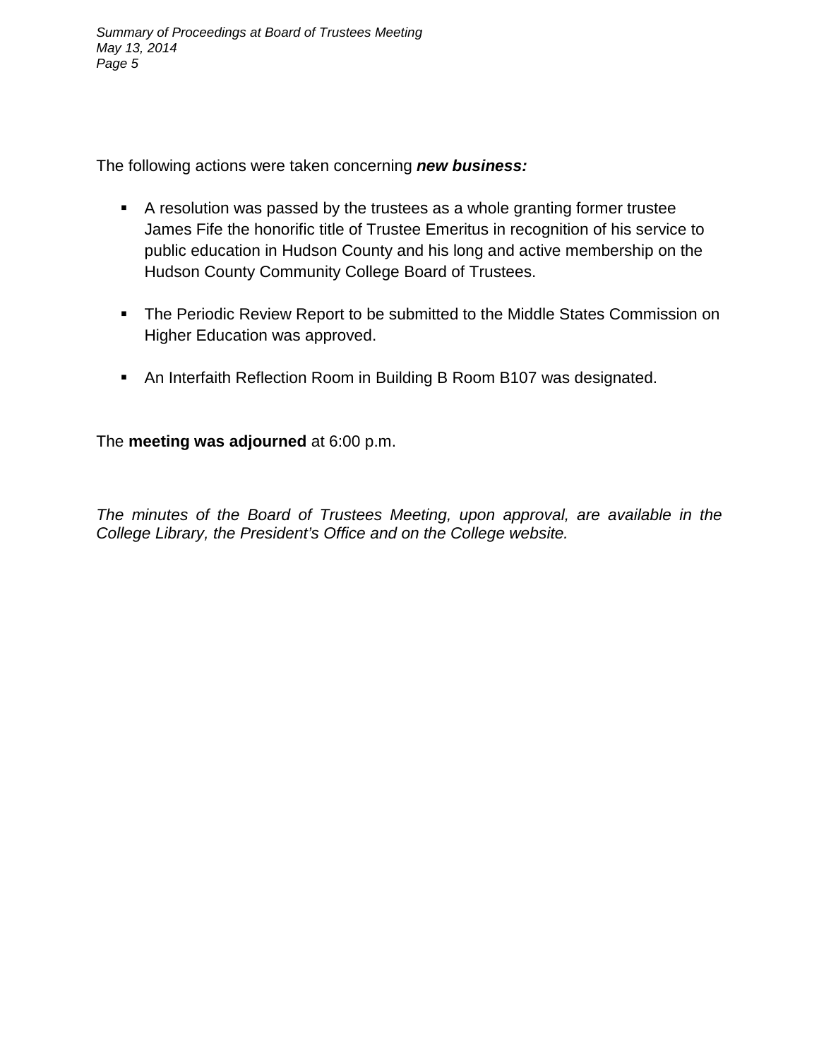The following actions were taken concerning ***new business:***

- A resolution was passed by the trustees as a whole granting former trustee James Fife the honorific title of Trustee Emeritus in recognition of his service to public education in Hudson County and his long and active membership on the Hudson County Community College Board of Trustees.

- The Periodic Review Report to be submitted to the Middle States Commission on Higher Education was approved.

- An Interfaith Reflection Room in Building B Room B107 was designated.

The **meeting was adjourned** at 6:00 p.m.

*The minutes of the Board of Trustees Meeting, upon approval, are available in the College Library, the President's Office and on the College website.*